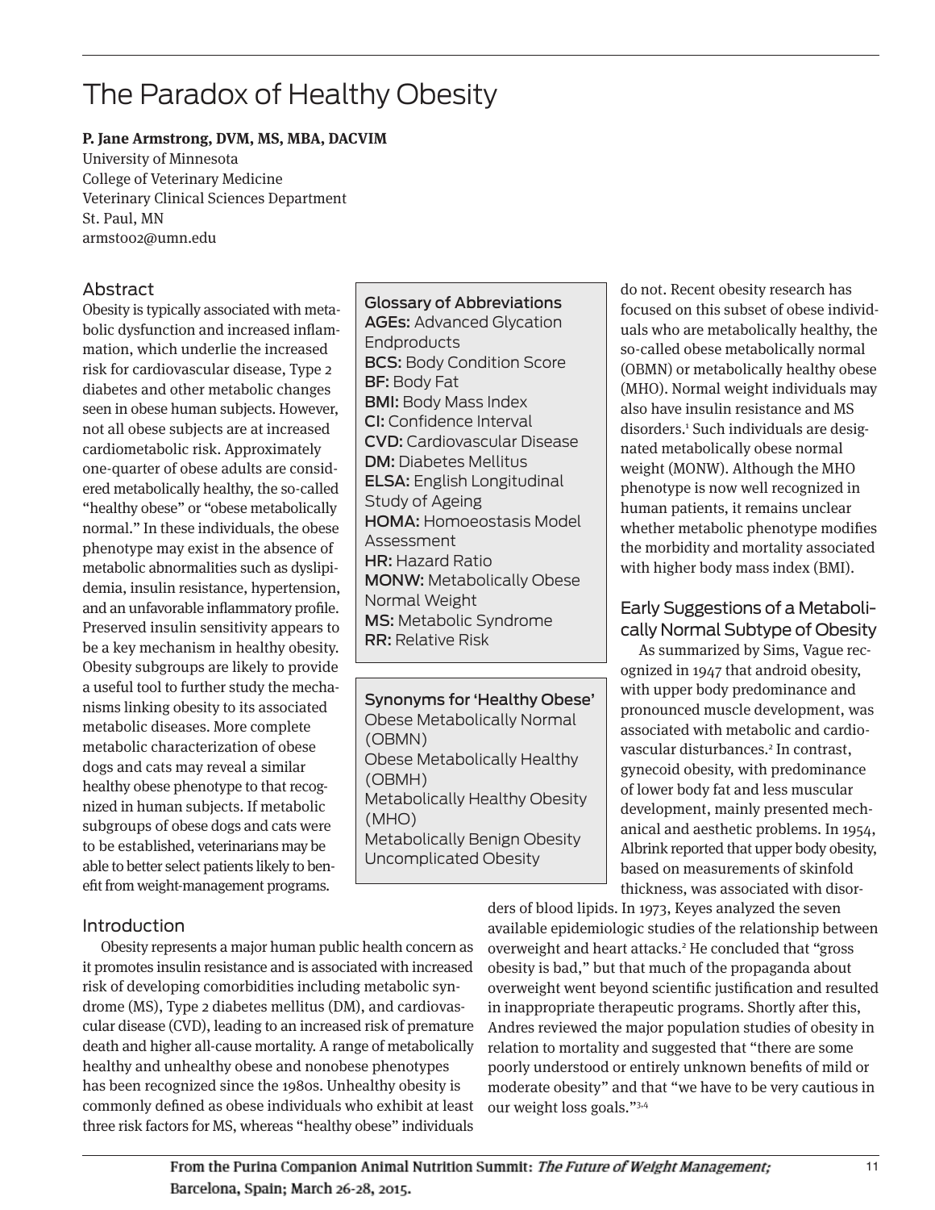# The Paradox of Healthy Obesity

**P. Jane Armstrong, DVM, MS, MBA, DACVIM**
University of Minnesota
College of Veterinary Medicine
Veterinary Clinical Sciences Department
St. Paul, MN
armst002@umn.edu

## Abstract

Obesity is typically associated with metabolic dysfunction and increased inflammation, which underlie the increased risk for cardiovascular disease, Type 2 diabetes and other metabolic changes seen in obese human subjects. However, not all obese subjects are at increased cardiometabolic risk. Approximately one-quarter of obese adults are considered metabolically healthy, the so-called "healthy obese" or "obese metabolically normal." In these individuals, the obese phenotype may exist in the absence of metabolic abnormalities such as dyslipidemia, insulin resistance, hypertension, and an unfavorable inflammatory profile. Preserved insulin sensitivity appears to be a key mechanism in healthy obesity. Obesity subgroups are likely to provide a useful tool to further study the mechanisms linking obesity to its associated metabolic diseases. More complete metabolic characterization of obese dogs and cats may reveal a similar healthy obese phenotype to that recognized in human subjects. If metabolic subgroups of obese dogs and cats were to be established, veterinarians may be able to better select patients likely to benefit from weight-management programs.

**Glossary of Abbreviations**

**AGEs:** Advanced Glycation Endproducts
**BCS:** Body Condition Score
**BF:** Body Fat
**BMI:** Body Mass Index
**CI:** Confidence Interval
**CVD:** Cardiovascular Disease
**DM:** Diabetes Mellitus
**ELSA:** English Longitudinal Study of Ageing
**HOMA:** Homoeostasis Model Assessment
**HR:** Hazard Ratio
**MONW:** Metabolically Obese Normal Weight
**MS:** Metabolic Syndrome
**RR:** Relative Risk

**Synonyms for 'Healthy Obese'**

Obese Metabolically Normal (OBMN)
Obese Metabolically Healthy (OBMH)
Metabolically Healthy Obesity (MHO)
Metabolically Benign Obesity
Uncomplicated Obesity

## Introduction

Obesity represents a major human public health concern as it promotes insulin resistance and is associated with increased risk of developing comorbidities including metabolic syndrome (MS), Type 2 diabetes mellitus (DM), and cardiovascular disease (CVD), leading to an increased risk of premature death and higher all-cause mortality. A range of metabolically healthy and unhealthy obese and nonobese phenotypes has been recognized since the 1980s. Unhealthy obesity is commonly defined as obese individuals who exhibit at least three risk factors for MS, whereas "healthy obese" individuals do not. Recent obesity research has focused on this subset of obese individuals who are metabolically healthy, the so-called obese metabolically normal (OBMN) or metabolically healthy obese (MHO). Normal weight individuals may also have insulin resistance and MS disorders.[1] Such individuals are designated metabolically obese normal weight (MONW). Although the MHO phenotype is now well recognized in human patients, it remains unclear whether metabolic phenotype modifies the morbidity and mortality associated with higher body mass index (BMI).

## Early Suggestions of a Metabolically Normal Subtype of Obesity

As summarized by Sims, Vague recognized in 1947 that android obesity, with upper body predominance and pronounced muscle development, was associated with metabolic and cardiovascular disturbances.[2] In contrast, gynecoid obesity, with predominance of lower body fat and less muscular development, mainly presented mechanical and aesthetic problems. In 1954, Albrink reported that upper body obesity, based on measurements of skinfold thickness, was associated with disorders of blood lipids. In 1973, Keyes analyzed the seven available epidemiologic studies of the relationship between overweight and heart attacks.[2] He concluded that "gross obesity is bad," but that much of the propaganda about overweight went beyond scientific justification and resulted in inappropriate therapeutic programs. Shortly after this, Andres reviewed the major population studies of obesity in relation to mortality and suggested that "there are some poorly understood or entirely unknown benefits of mild or moderate obesity" and that "we have to be very cautious in our weight loss goals."[3,4]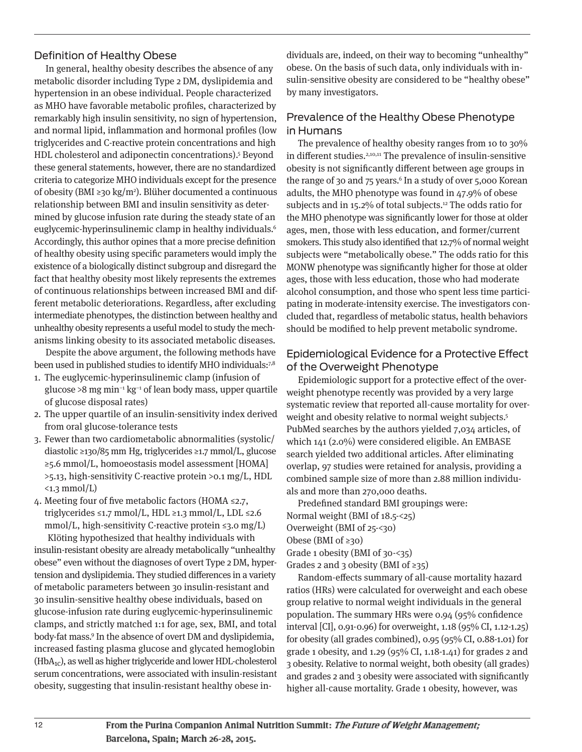## Definition of Healthy Obese

In general, healthy obesity describes the absence of any metabolic disorder including Type 2 DM, dyslipidemia and hypertension in an obese individual. People characterized as MHO have favorable metabolic profiles, characterized by remarkably high insulin sensitivity, no sign of hypertension, and normal lipid, inflammation and hormonal profiles (low triglycerides and C-reactive protein concentrations and high HDL cholesterol and adiponectin concentrations).[5] Beyond these general statements, however, there are no standardized criteria to categorize MHO individuals except for the presence of obesity (BMI ≥30 kg/m$^2$). Blüher documented a continuous relationship between BMI and insulin sensitivity as determined by glucose infusion rate during the steady state of an euglycemic-hyperinsulinemic clamp in healthy individuals.[6] Accordingly, this author opines that a more precise definition of healthy obesity using specific parameters would imply the existence of a biologically distinct subgroup and disregard the fact that healthy obesity most likely represents the extremes of continuous relationships between increased BMI and different metabolic deteriorations. Regardless, after excluding intermediate phenotypes, the distinction between healthy and unhealthy obesity represents a useful model to study the mechanisms linking obesity to its associated metabolic diseases.

Despite the above argument, the following methods have been used in published studies to identify MHO individuals:[7,8]

1. The euglycemic-hyperinsulinemic clamp (infusion of glucose >8 mg min$^{-1}$ kg$^{-1}$ of lean body mass, upper quartile of glucose disposal rates)
2. The upper quartile of an insulin-sensitivity index derived from oral glucose-tolerance tests
3. Fewer than two cardiometabolic abnormalities (systolic/diastolic ≥130/85 mm Hg, triglycerides ≥1.7 mmol/L, glucose ≥5.6 mmol/L, homoeostasis model assessment [HOMA] >5.13, high-sensitivity C-reactive protein >0.1 mg/L, HDL <1.3 mmol/L)
4. Meeting four of five metabolic factors (HOMA ≤2.7, triglycerides ≤1.7 mmol/L, HDL ≥1.3 mmol/L, LDL ≤2.6 mmol/L, high-sensitivity C-reactive protein ≤3.0 mg/L)

Klöting hypothesized that healthy individuals with insulin-resistant obesity are already metabolically "unhealthy obese" even without the diagnoses of overt Type 2 DM, hypertension and dyslipidemia. They studied differences in a variety of metabolic parameters between 30 insulin-resistant and 30 insulin-sensitive healthy obese individuals, based on glucose-infusion rate during euglycemic-hyperinsulinemic clamps, and strictly matched 1:1 for age, sex, BMI, and total body-fat mass.[9] In the absence of overt DM and dyslipidemia, increased fasting plasma glucose and glycated hemoglobin ($HbA_{1C}$), as well as higher triglyceride and lower HDL-cholesterol serum concentrations, were associated with insulin-resistant obesity, suggesting that insulin-resistant healthy obese individuals are, indeed, on their way to becoming "unhealthy" obese. On the basis of such data, only individuals with insulin-sensitive obesity are considered to be "healthy obese" by many investigators.

## Prevalence of the Healthy Obese Phenotype in Humans

The prevalence of healthy obesity ranges from 10 to 30% in different studies.[2,10,11] The prevalence of insulin-sensitive obesity is not significantly different between age groups in the range of 30 and 75 years.[6] In a study of over 5,000 Korean adults, the MHO phenotype was found in 47.9% of obese subjects and in 15.2% of total subjects.[12] The odds ratio for the MHO phenotype was significantly lower for those at older ages, men, those with less education, and former/current smokers. This study also identified that 12.7% of normal weight subjects were "metabolically obese." The odds ratio for this MONW phenotype was significantly higher for those at older ages, those with less education, those who had moderate alcohol consumption, and those who spent less time participating in moderate-intensity exercise. The investigators concluded that, regardless of metabolic status, health behaviors should be modified to help prevent metabolic syndrome.

## Epidemiological Evidence for a Protective Effect of the Overweight Phenotype

Epidemiologic support for a protective effect of the overweight phenotype recently was provided by a very large systematic review that reported all-cause mortality for overweight and obesity relative to normal weight subjects.[5] PubMed searches by the authors yielded 7,034 articles, of which 141 (2.0%) were considered eligible. An EMBASE search yielded two additional articles. After eliminating overlap, 97 studies were retained for analysis, providing a combined sample size of more than 2.88 million individuals and more than 270,000 deaths.

Predefined standard BMI groupings were:
Normal weight (BMI of 18.5-<25)
Overweight (BMI of 25-<30)
Obese (BMI of ≥30)
Grade 1 obesity (BMI of 30-<35)
Grades 2 and 3 obesity (BMI of ≥35)

Random-effects summary of all-cause mortality hazard ratios (HRs) were calculated for overweight and each obese group relative to normal weight individuals in the general population. The summary HRs were 0.94 (95% confidence interval [CI], 0.91-0.96) for overweight, 1.18 (95% CI, 1.12-1.25) for obesity (all grades combined), 0.95 (95% CI, 0.88-1.01) for grade 1 obesity, and 1.29 (95% CI, 1.18-1.41) for grades 2 and 3 obesity. Relative to normal weight, both obesity (all grades) and grades 2 and 3 obesity were associated with significantly higher all-cause mortality. Grade 1 obesity, however, was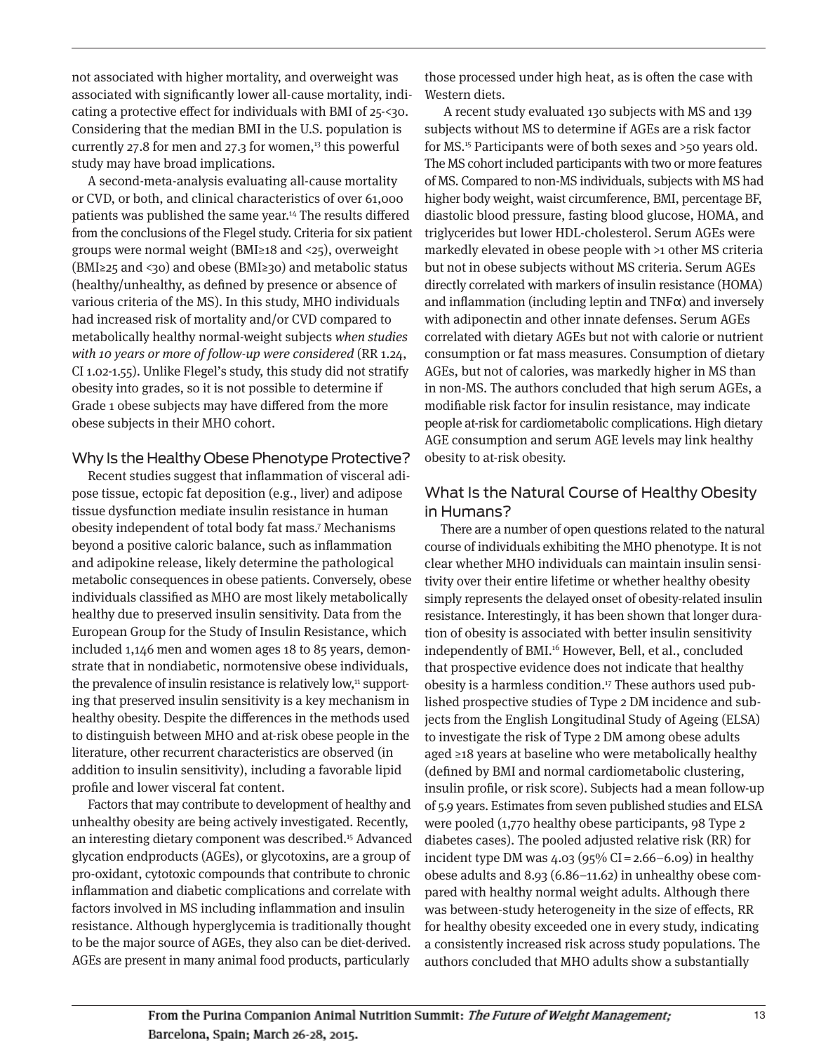not associated with higher mortality, and overweight was associated with significantly lower all-cause mortality, indicating a protective effect for individuals with BMI of 25-<30. Considering that the median BMI in the U.S. population is currently 27.8 for men and 27.3 for women,[13] this powerful study may have broad implications.

A second-meta-analysis evaluating all-cause mortality or CVD, or both, and clinical characteristics of over 61,000 patients was published the same year.[14] The results differed from the conclusions of the Flegel study. Criteria for six patient groups were normal weight (BMI≥18 and <25), overweight (BMI≥25 and <30) and obese (BMI≥30) and metabolic status (healthy/unhealthy, as defined by presence or absence of various criteria of the MS). In this study, MHO individuals had increased risk of mortality and/or CVD compared to metabolically healthy normal-weight subjects *when studies with 10 years or more of follow-up were considered* (RR 1.24, CI 1.02-1.55). Unlike Flegel's study, this study did not stratify obesity into grades, so it is not possible to determine if Grade 1 obese subjects may have differed from the more obese subjects in their MHO cohort.

## Why Is the Healthy Obese Phenotype Protective?

Recent studies suggest that inflammation of visceral adipose tissue, ectopic fat deposition (e.g., liver) and adipose tissue dysfunction mediate insulin resistance in human obesity independent of total body fat mass.[7] Mechanisms beyond a positive caloric balance, such as inflammation and adipokine release, likely determine the pathological metabolic consequences in obese patients. Conversely, obese individuals classified as MHO are most likely metabolically healthy due to preserved insulin sensitivity. Data from the European Group for the Study of Insulin Resistance, which included 1,146 men and women ages 18 to 85 years, demonstrate that in nondiabetic, normotensive obese individuals, the prevalence of insulin resistance is relatively low,[11] supporting that preserved insulin sensitivity is a key mechanism in healthy obesity. Despite the differences in the methods used to distinguish between MHO and at-risk obese people in the literature, other recurrent characteristics are observed (in addition to insulin sensitivity), including a favorable lipid profile and lower visceral fat content.

Factors that may contribute to development of healthy and unhealthy obesity are being actively investigated. Recently, an interesting dietary component was described.[15] Advanced glycation endproducts (AGEs), or glycotoxins, are a group of pro-oxidant, cytotoxic compounds that contribute to chronic inflammation and diabetic complications and correlate with factors involved in MS including inflammation and insulin resistance. Although hyperglycemia is traditionally thought to be the major source of AGEs, they also can be diet-derived. AGEs are present in many animal food products, particularly those processed under high heat, as is often the case with Western diets.

A recent study evaluated 130 subjects with MS and 139 subjects without MS to determine if AGEs are a risk factor for MS.[15] Participants were of both sexes and >50 years old. The MS cohort included participants with two or more features of MS. Compared to non-MS individuals, subjects with MS had higher body weight, waist circumference, BMI, percentage BF, diastolic blood pressure, fasting blood glucose, HOMA, and triglycerides but lower HDL-cholesterol. Serum AGEs were markedly elevated in obese people with >1 other MS criteria but not in obese subjects without MS criteria. Serum AGEs directly correlated with markers of insulin resistance (HOMA) and inflammation (including leptin and TNFα) and inversely with adiponectin and other innate defenses. Serum AGEs correlated with dietary AGEs but not with calorie or nutrient consumption or fat mass measures. Consumption of dietary AGEs, but not of calories, was markedly higher in MS than in non-MS. The authors concluded that high serum AGEs, a modifiable risk factor for insulin resistance, may indicate people at-risk for cardiometabolic complications. High dietary AGE consumption and serum AGE levels may link healthy obesity to at-risk obesity.

## What Is the Natural Course of Healthy Obesity in Humans?

There are a number of open questions related to the natural course of individuals exhibiting the MHO phenotype. It is not clear whether MHO individuals can maintain insulin sensitivity over their entire lifetime or whether healthy obesity simply represents the delayed onset of obesity-related insulin resistance. Interestingly, it has been shown that longer duration of obesity is associated with better insulin sensitivity independently of BMI.[16] However, Bell, et al., concluded that prospective evidence does not indicate that healthy obesity is a harmless condition.[17] These authors used published prospective studies of Type 2 DM incidence and subjects from the English Longitudinal Study of Ageing (ELSA) to investigate the risk of Type 2 DM among obese adults aged ≥18 years at baseline who were metabolically healthy (defined by BMI and normal cardiometabolic clustering, insulin profile, or risk score). Subjects had a mean follow-up of 5.9 years. Estimates from seven published studies and ELSA were pooled (1,770 healthy obese participants, 98 Type 2 diabetes cases). The pooled adjusted relative risk (RR) for incident type DM was 4.03 (95% CI = 2.66–6.09) in healthy obese adults and 8.93 (6.86–11.62) in unhealthy obese compared with healthy normal weight adults. Although there was between-study heterogeneity in the size of effects, RR for healthy obesity exceeded one in every study, indicating a consistently increased risk across study populations. The authors concluded that MHO adults show a substantially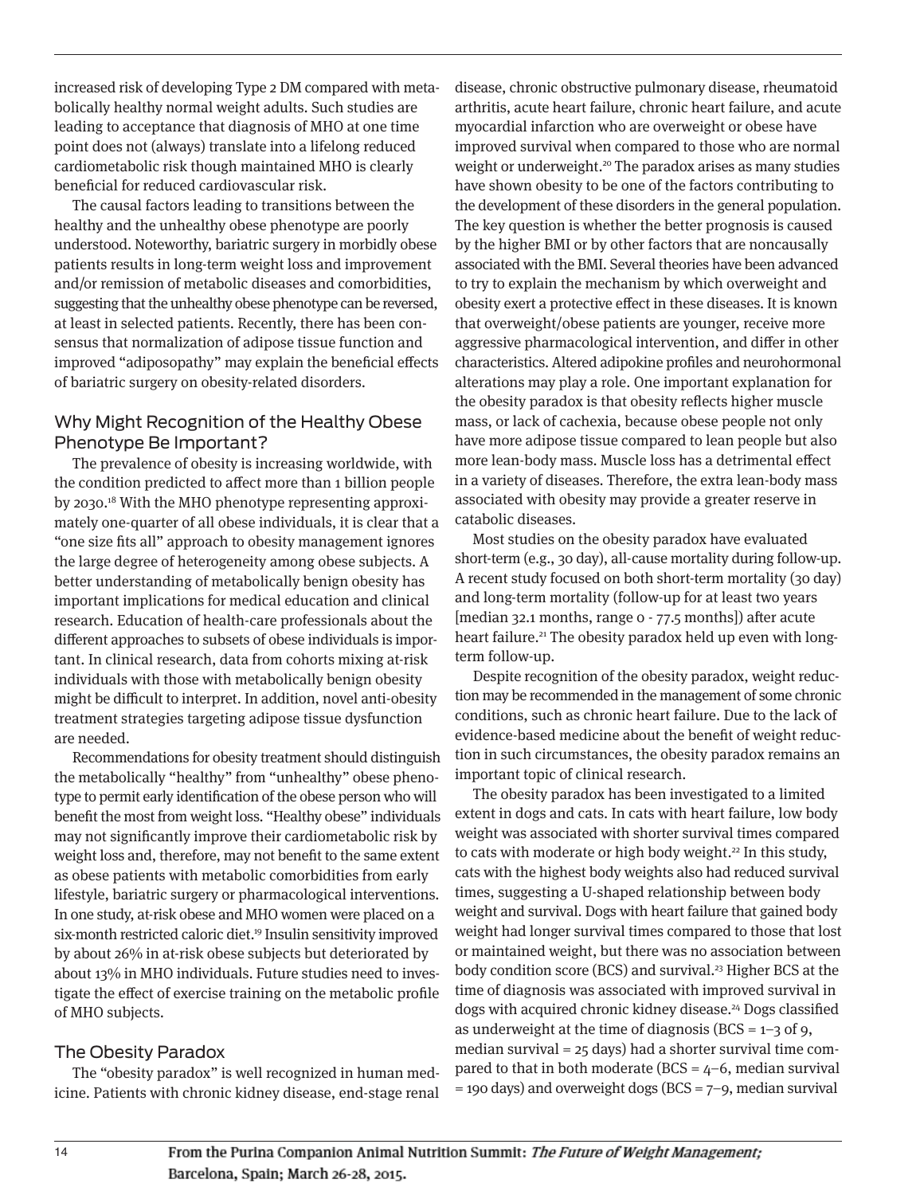increased risk of developing Type 2 DM compared with metabolically healthy normal weight adults. Such studies are leading to acceptance that diagnosis of MHO at one time point does not (always) translate into a lifelong reduced cardiometabolic risk though maintained MHO is clearly beneficial for reduced cardiovascular risk.

The causal factors leading to transitions between the healthy and the unhealthy obese phenotype are poorly understood. Noteworthy, bariatric surgery in morbidly obese patients results in long-term weight loss and improvement and/or remission of metabolic diseases and comorbidities, suggesting that the unhealthy obese phenotype can be reversed, at least in selected patients. Recently, there has been consensus that normalization of adipose tissue function and improved "adiposopathy" may explain the beneficial effects of bariatric surgery on obesity-related disorders.

## Why Might Recognition of the Healthy Obese Phenotype Be Important?

The prevalence of obesity is increasing worldwide, with the condition predicted to affect more than 1 billion people by 2030.[18] With the MHO phenotype representing approximately one-quarter of all obese individuals, it is clear that a "one size fits all" approach to obesity management ignores the large degree of heterogeneity among obese subjects. A better understanding of metabolically benign obesity has important implications for medical education and clinical research. Education of health-care professionals about the different approaches to subsets of obese individuals is important. In clinical research, data from cohorts mixing at-risk individuals with those with metabolically benign obesity might be difficult to interpret. In addition, novel anti-obesity treatment strategies targeting adipose tissue dysfunction are needed.

Recommendations for obesity treatment should distinguish the metabolically "healthy" from "unhealthy" obese phenotype to permit early identification of the obese person who will benefit the most from weight loss. "Healthy obese" individuals may not significantly improve their cardiometabolic risk by weight loss and, therefore, may not benefit to the same extent as obese patients with metabolic comorbidities from early lifestyle, bariatric surgery or pharmacological interventions. In one study, at-risk obese and MHO women were placed on a six-month restricted caloric diet.[19] Insulin sensitivity improved by about 26% in at-risk obese subjects but deteriorated by about 13% in MHO individuals. Future studies need to investigate the effect of exercise training on the metabolic profile of MHO subjects.

## The Obesity Paradox

The "obesity paradox" is well recognized in human medicine. Patients with chronic kidney disease, end-stage renal disease, chronic obstructive pulmonary disease, rheumatoid arthritis, acute heart failure, chronic heart failure, and acute myocardial infarction who are overweight or obese have improved survival when compared to those who are normal weight or underweight.[20] The paradox arises as many studies have shown obesity to be one of the factors contributing to the development of these disorders in the general population. The key question is whether the better prognosis is caused by the higher BMI or by other factors that are noncausally associated with the BMI. Several theories have been advanced to try to explain the mechanism by which overweight and obesity exert a protective effect in these diseases. It is known that overweight/obese patients are younger, receive more aggressive pharmacological intervention, and differ in other characteristics. Altered adipokine profiles and neurohormonal alterations may play a role. One important explanation for the obesity paradox is that obesity reflects higher muscle mass, or lack of cachexia, because obese people not only have more adipose tissue compared to lean people but also more lean-body mass. Muscle loss has a detrimental effect in a variety of diseases. Therefore, the extra lean-body mass associated with obesity may provide a greater reserve in catabolic diseases.

Most studies on the obesity paradox have evaluated short-term (e.g., 30 day), all-cause mortality during follow-up. A recent study focused on both short-term mortality (30 day) and long-term mortality (follow-up for at least two years [median 32.1 months, range 0 - 77.5 months]) after acute heart failure.[21] The obesity paradox held up even with long-term follow-up.

Despite recognition of the obesity paradox, weight reduction may be recommended in the management of some chronic conditions, such as chronic heart failure. Due to the lack of evidence-based medicine about the benefit of weight reduction in such circumstances, the obesity paradox remains an important topic of clinical research.

The obesity paradox has been investigated to a limited extent in dogs and cats. In cats with heart failure, low body weight was associated with shorter survival times compared to cats with moderate or high body weight.[22] In this study, cats with the highest body weights also had reduced survival times, suggesting a U-shaped relationship between body weight and survival. Dogs with heart failure that gained body weight had longer survival times compared to those that lost or maintained weight, but there was no association between body condition score (BCS) and survival.[23] Higher BCS at the time of diagnosis was associated with improved survival in dogs with acquired chronic kidney disease.[24] Dogs classified as underweight at the time of diagnosis (BCS = 1–3 of 9, median survival = 25 days) had a shorter survival time compared to that in both moderate (BCS = 4–6, median survival = 190 days) and overweight dogs (BCS = 7–9, median survival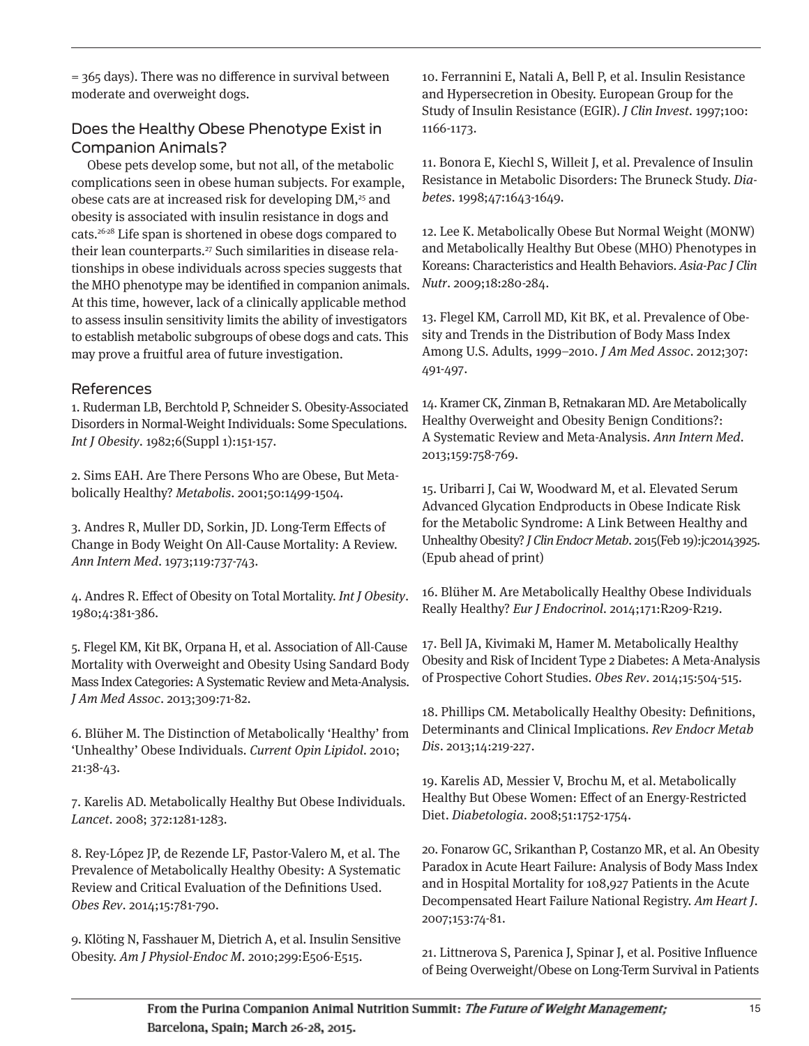= 365 days). There was no difference in survival between moderate and overweight dogs.

## Does the Healthy Obese Phenotype Exist in Companion Animals?

Obese pets develop some, but not all, of the metabolic complications seen in obese human subjects. For example, obese cats are at increased risk for developing DM,[25] and obesity is associated with insulin resistance in dogs and cats.[26-28] Life span is shortened in obese dogs compared to their lean counterparts.[27] Such similarities in disease relationships in obese individuals across species suggests that the MHO phenotype may be identified in companion animals. At this time, however, lack of a clinically applicable method to assess insulin sensitivity limits the ability of investigators to establish metabolic subgroups of obese dogs and cats. This may prove a fruitful area of future investigation.

## References

1. Ruderman LB, Berchtold P, Schneider S. Obesity-Associated Disorders in Normal-Weight Individuals: Some Speculations. *Int J Obesity*. 1982;6(Suppl 1):151-157.

2. Sims EAH. Are There Persons Who are Obese, But Metabolically Healthy? *Metabolis*. 2001;50:1499-1504.

3. Andres R, Muller DD, Sorkin, JD. Long-Term Effects of Change in Body Weight On All-Cause Mortality: A Review. *Ann Intern Med*. 1973;119:737-743.

4. Andres R. Effect of Obesity on Total Mortality. *Int J Obesity*. 1980;4:381-386.

5. Flegel KM, Kit BK, Orpana H, et al. Association of All-Cause Mortality with Overweight and Obesity Using Sandard Body Mass Index Categories: A Systematic Review and Meta-Analysis. *J Am Med Assoc*. 2013;309:71-82.

6. Blüher M. The Distinction of Metabolically 'Healthy' from 'Unhealthy' Obese Individuals. *Current Opin Lipidol*. 2010; 21:38-43.

7. Karelis AD. Metabolically Healthy But Obese Individuals. *Lancet*. 2008; 372:1281-1283.

8. Rey-López JP, de Rezende LF, Pastor-Valero M, et al. The Prevalence of Metabolically Healthy Obesity: A Systematic Review and Critical Evaluation of the Definitions Used. *Obes Rev*. 2014;15:781-790.

9. Klöting N, Fasshauer M, Dietrich A, et al. Insulin Sensitive Obesity. *Am J Physiol-Endoc M*. 2010;299:E506-E515.

10. Ferrannini E, Natali A, Bell P, et al. Insulin Resistance and Hypersecretion in Obesity. European Group for the Study of Insulin Resistance (EGIR). *J Clin Invest*. 1997;100: 1166-1173.

11. Bonora E, Kiechl S, Willeit J, et al. Prevalence of Insulin Resistance in Metabolic Disorders: The Bruneck Study. *Diabetes*. 1998;47:1643-1649.

12. Lee K. Metabolically Obese But Normal Weight (MONW) and Metabolically Healthy But Obese (MHO) Phenotypes in Koreans: Characteristics and Health Behaviors. *Asia-Pac J Clin Nutr*. 2009;18:280-284.

13. Flegel KM, Carroll MD, Kit BK, et al. Prevalence of Obesity and Trends in the Distribution of Body Mass Index Among U.S. Adults, 1999–2010. *J Am Med Assoc*. 2012;307: 491-497.

14. Kramer CK, Zinman B, Retnakaran MD. Are Metabolically Healthy Overweight and Obesity Benign Conditions?: A Systematic Review and Meta-Analysis. *Ann Intern Med*. 2013;159:758-769.

15. Uribarri J, Cai W, Woodward M, et al. Elevated Serum Advanced Glycation Endproducts in Obese Indicate Risk for the Metabolic Syndrome: A Link Between Healthy and Unhealthy Obesity? *J Clin Endocr Metab*. 2015(Feb 19):jc20143925. (Epub ahead of print)

16. Blüher M. Are Metabolically Healthy Obese Individuals Really Healthy? *Eur J Endocrinol*. 2014;171:R209-R219.

17. Bell JA, Kivimaki M, Hamer M. Metabolically Healthy Obesity and Risk of Incident Type 2 Diabetes: A Meta-Analysis of Prospective Cohort Studies. *Obes Rev*. 2014;15:504-515.

18. Phillips CM. Metabolically Healthy Obesity: Definitions, Determinants and Clinical Implications. *Rev Endocr Metab Dis*. 2013;14:219-227.

19. Karelis AD, Messier V, Brochu M, et al. Metabolically Healthy But Obese Women: Effect of an Energy-Restricted Diet. *Diabetologia*. 2008;51:1752-1754.

20. Fonarow GC, Srikanthan P, Costanzo MR, et al. An Obesity Paradox in Acute Heart Failure: Analysis of Body Mass Index and in Hospital Mortality for 108,927 Patients in the Acute Decompensated Heart Failure National Registry. *Am Heart J*. 2007;153:74-81.

21. Littnerova S, Parenica J, Spinar J, et al. Positive Influence of Being Overweight/Obese on Long-Term Survival in Patients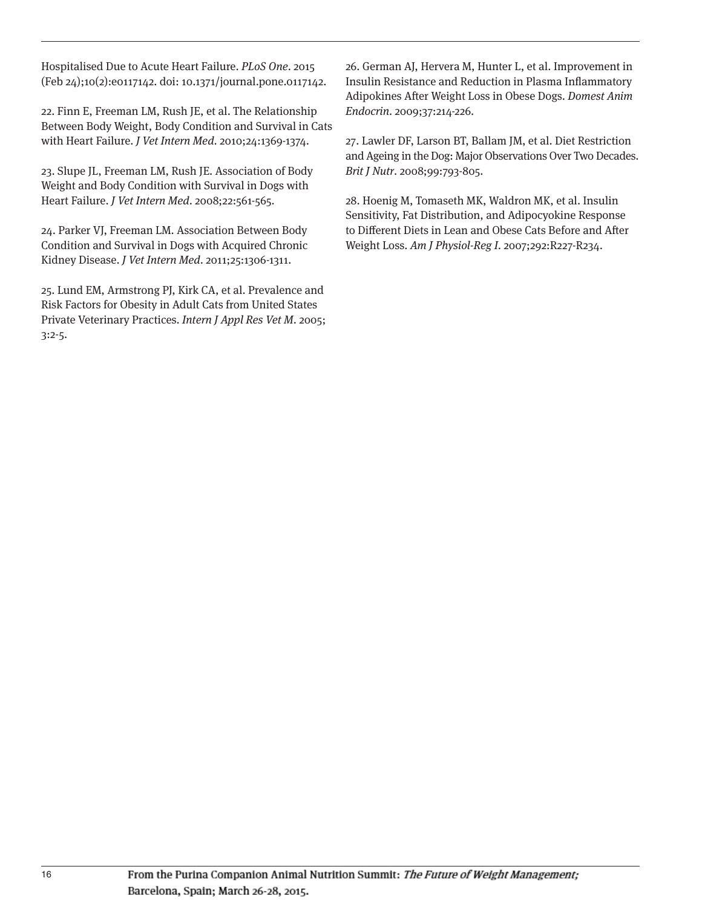Hospitalised Due to Acute Heart Failure. *PLoS One*. 2015 (Feb 24);10(2):e0117142. doi: 10.1371/journal.pone.0117142.

22. Finn E, Freeman LM, Rush JE, et al. The Relationship Between Body Weight, Body Condition and Survival in Cats with Heart Failure. *J Vet Intern Med*. 2010;24:1369-1374.

23. Slupe JL, Freeman LM, Rush JE. Association of Body Weight and Body Condition with Survival in Dogs with Heart Failure. *J Vet Intern Med*. 2008;22:561-565.

24. Parker VJ, Freeman LM. Association Between Body Condition and Survival in Dogs with Acquired Chronic Kidney Disease. *J Vet Intern Med*. 2011;25:1306-1311.

25. Lund EM, Armstrong PJ, Kirk CA, et al. Prevalence and Risk Factors for Obesity in Adult Cats from United States Private Veterinary Practices. *Intern J Appl Res Vet M*. 2005; 3:2-5.

26. German AJ, Hervera M, Hunter L, et al. Improvement in Insulin Resistance and Reduction in Plasma Inflammatory Adipokines After Weight Loss in Obese Dogs. *Domest Anim Endocrin*. 2009;37:214-226.

27. Lawler DF, Larson BT, Ballam JM, et al. Diet Restriction and Ageing in the Dog: Major Observations Over Two Decades. *Brit J Nutr*. 2008;99:793-805.

28. Hoenig M, Tomaseth MK, Waldron MK, et al. Insulin Sensitivity, Fat Distribution, and Adipocyokine Response to Different Diets in Lean and Obese Cats Before and After Weight Loss. *Am J Physiol-Reg I*. 2007;292:R227-R234.